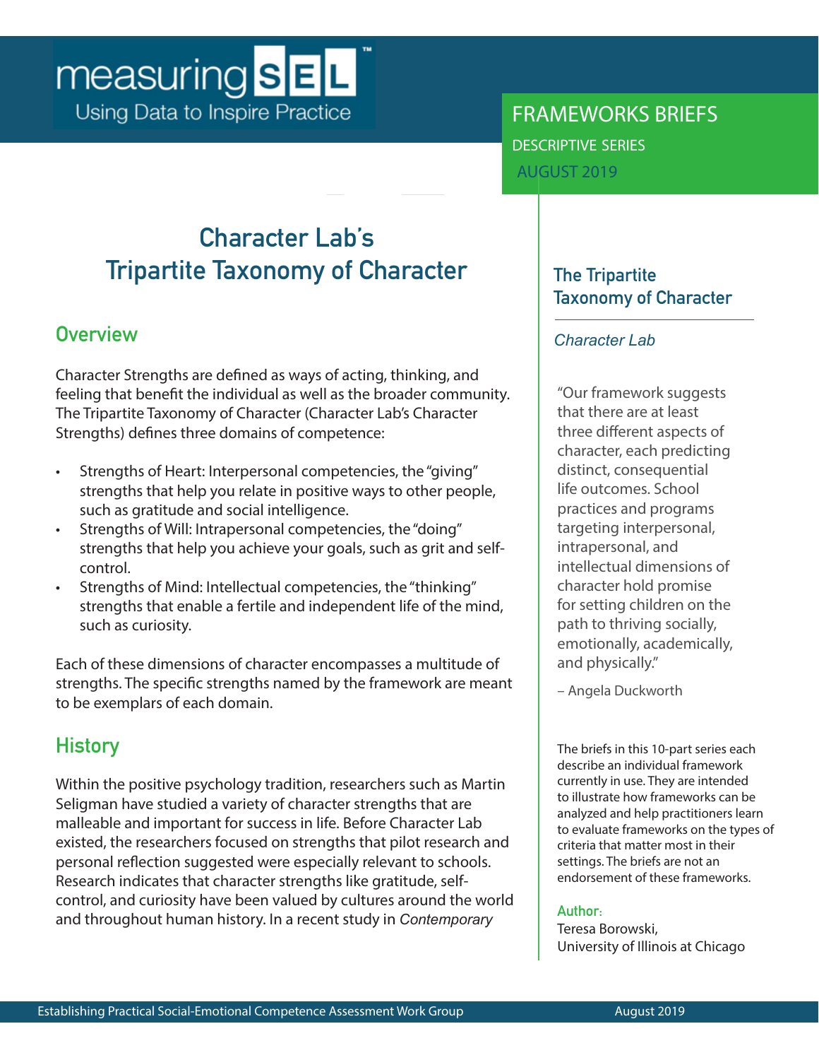measuring SEL
Using Data to Inspire Practice

FRAMEWORKS BRIEFS
DESCRIPTIVE SERIES
AUGUST 2019

# Character Lab's Tripartite Taxonomy of Character

## Overview

Character Strengths are defined as ways of acting, thinking, and feeling that benefit the individual as well as the broader community. The Tripartite Taxonomy of Character (Character Lab's Character Strengths) defines three domains of competence:

- Strengths of Heart: Interpersonal competencies, the "giving" strengths that help you relate in positive ways to other people, such as gratitude and social intelligence.
- Strengths of Will: Intrapersonal competencies, the "doing" strengths that help you achieve your goals, such as grit and self-control.
- Strengths of Mind: Intellectual competencies, the "thinking" strengths that enable a fertile and independent life of the mind, such as curiosity.

Each of these dimensions of character encompasses a multitude of strengths. The specific strengths named by the framework are meant to be exemplars of each domain.

## History

Within the positive psychology tradition, researchers such as Martin Seligman have studied a variety of character strengths that are malleable and important for success in life. Before Character Lab existed, the researchers focused on strengths that pilot research and personal reflection suggested were especially relevant to schools. Research indicates that character strengths like gratitude, self-control, and curiosity have been valued by cultures around the world and throughout human history. In a recent study in *Contemporary*

### The Tripartite Taxonomy of Character

*Character Lab*

"Our framework suggests that there are at least three different aspects of character, each predicting distinct, consequential life outcomes. School practices and programs targeting interpersonal, intrapersonal, and intellectual dimensions of character hold promise for setting children on the path to thriving socially, emotionally, academically, and physically."

– Angela Duckworth

The briefs in this 10-part series each describe an individual framework currently in use. They are intended to illustrate how frameworks can be analyzed and help practitioners learn to evaluate frameworks on the types of criteria that matter most in their settings. The briefs are not an endorsement of these frameworks.

**Author:**
Teresa Borowski,
University of Illinois at Chicago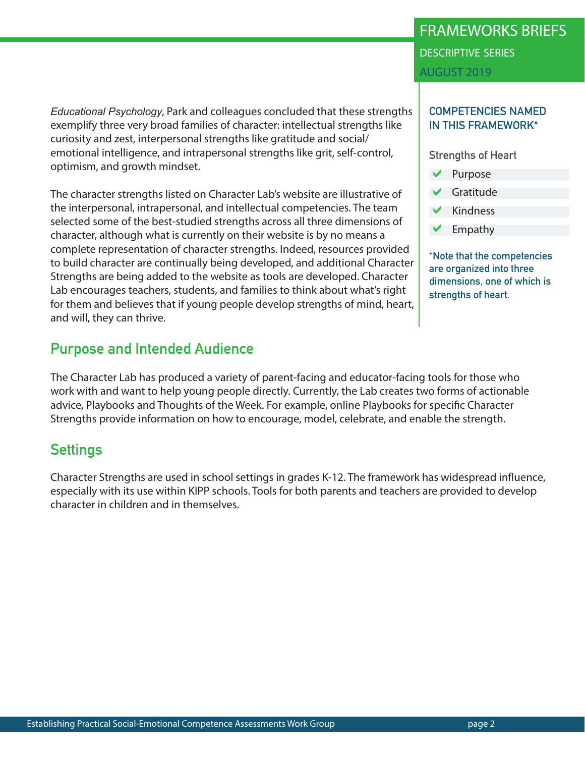*Educational Psychology*, Park and colleagues concluded that these strengths exemplify three very broad families of character: intellectual strengths like curiosity and zest, interpersonal strengths like gratitude and social/emotional intelligence, and intrapersonal strengths like grit, self-control, optimism, and growth mindset.

The character strengths listed on Character Lab's website are illustrative of the interpersonal, intrapersonal, and intellectual competencies. The team selected some of the best-studied strengths across all three dimensions of character, although what is currently on their website is by no means a complete representation of character strengths. Indeed, resources provided to build character are continually being developed, and additional Character Strengths are being added to the website as tools are developed. Character Lab encourages teachers, students, and families to think about what's right for them and believes that if young people develop strengths of mind, heart, and will, they can thrive.

### COMPETENCIES NAMED IN THIS FRAMEWORK*

**Strengths of Heart**

- ✔ Purpose
- ✔ Gratitude
- ✔ Kindness
- ✔ Empathy

*Note that the competencies are organized into three dimensions, one of which is strengths of heart.

## Purpose and Intended Audience

The Character Lab has produced a variety of parent-facing and educator-facing tools for those who work with and want to help young people directly. Currently, the Lab creates two forms of actionable advice, Playbooks and Thoughts of the Week. For example, online Playbooks for specific Character Strengths provide information on how to encourage, model, celebrate, and enable the strength.

## Settings

Character Strengths are used in school settings in grades K-12. The framework has widespread influence, especially with its use within KIPP schools. Tools for both parents and teachers are provided to develop character in children and in themselves.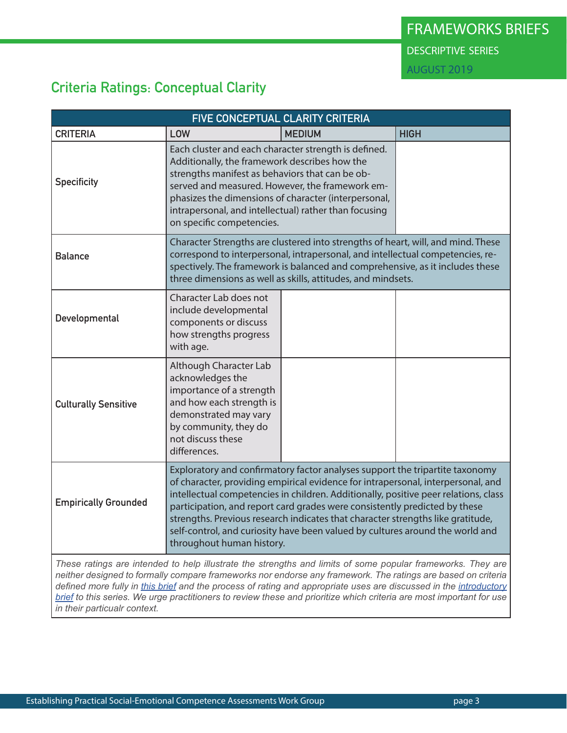## Criteria Ratings: Conceptual Clarity

| FIVE CONCEPTUAL CLARITY CRITERIA | | | |
|---|---|---|---|
| CRITERIA | LOW | MEDIUM | HIGH |
| Specificity | Each cluster and each character strength is defined. Additionally, the framework describes how the strengths manifest as behaviors that can be observed and measured. However, the framework emphasizes the dimensions of character (interpersonal, intrapersonal, and intellectual) rather than focusing on specific competencies. | | |
| Balance | Character Strengths are clustered into strengths of heart, will, and mind. These correspond to interpersonal, intrapersonal, and intellectual competencies, respectively. The framework is balanced and comprehensive, as it includes these three dimensions as well as skills, attitudes, and mindsets. | | |
| Developmental | Character Lab does not include developmental components or discuss how strengths progress with age. | | |
| Culturally Sensitive | Although Character Lab acknowledges the importance of a strength and how each strength is demonstrated may vary by community, they do not discuss these differences. | | |
| Empirically Grounded | Exploratory and confirmatory factor analyses support the tripartite taxonomy of character, providing empirical evidence for intrapersonal, interpersonal, and intellectual competencies in children. Additionally, positive peer relations, class participation, and report card grades were consistently predicted by these strengths. Previous research indicates that character strengths like gratitude, self-control, and curiosity have been valued by cultures around the world and throughout human history. | | |

*These ratings are intended to help illustrate the strengths and limits of some popular frameworks. They are neither designed to formally compare frameworks nor endorse any framework. The ratings are based on criteria defined more fully in [this brief](#) and the process of rating and appropriate uses are discussed in the [introductory brief](#) to this series. We urge practitioners to review these and prioritize which criteria are most important for use in their particualr context.*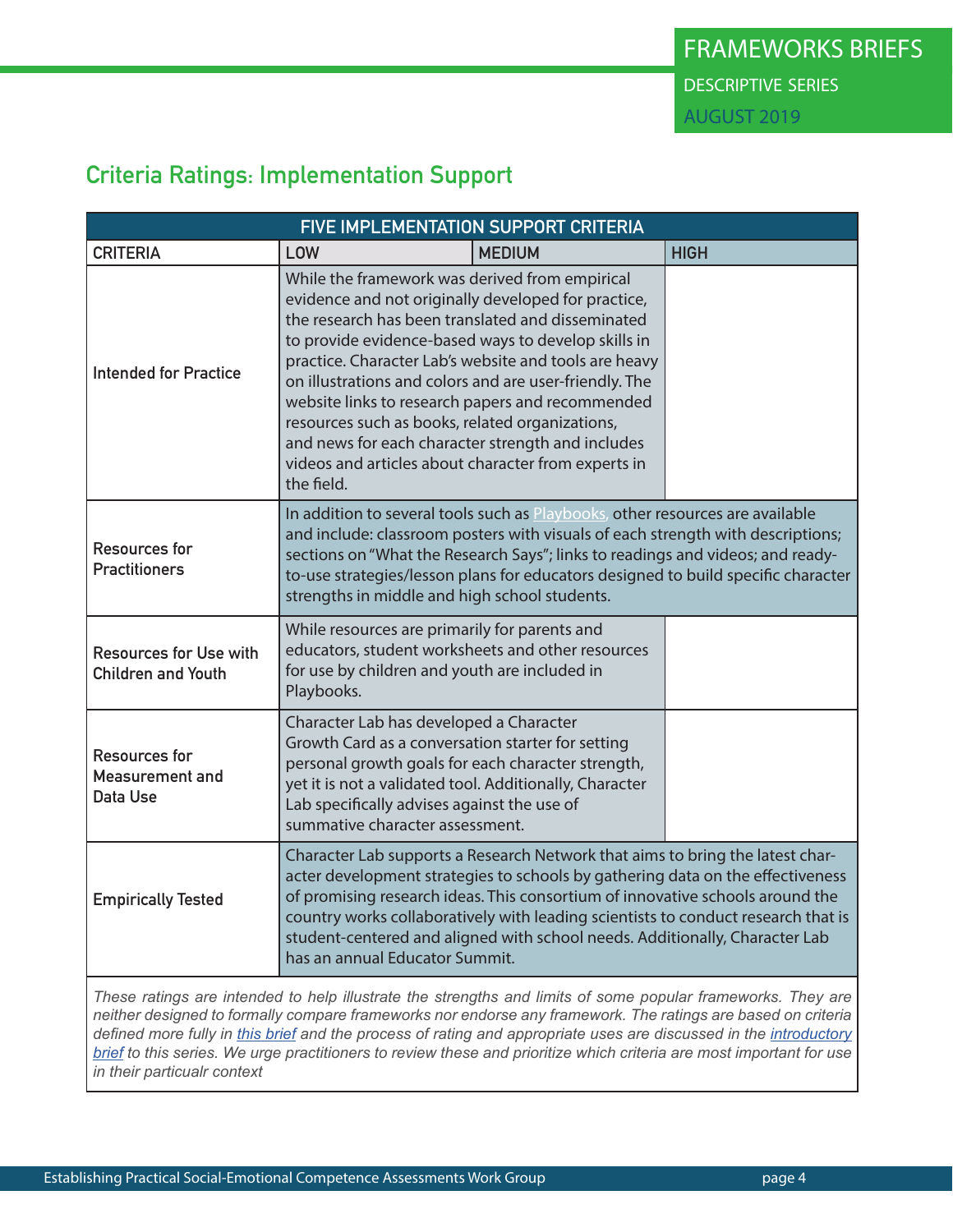## Criteria Ratings: Implementation Support

| FIVE IMPLEMENTATION SUPPORT CRITERIA | | | |
|---|---|---|---|
| CRITERIA | LOW | MEDIUM | HIGH |
| Intended for Practice | While the framework was derived from empirical evidence and not originally developed for practice, the research has been translated and disseminated to provide evidence-based ways to develop skills in practice. Character Lab's website and tools are heavy on illustrations and colors and are user-friendly. The website links to research papers and recommended resources such as books, related organizations, and news for each character strength and includes videos and articles about character from experts in the field. | | |
| Resources for Practitioners | In addition to several tools such as Playbooks, other resources are available and include: classroom posters with visuals of each strength with descriptions; sections on "What the Research Says"; links to readings and videos; and ready-to-use strategies/lesson plans for educators designed to build specific character strengths in middle and high school students. | | |
| Resources for Use with Children and Youth | While resources are primarily for parents and educators, student worksheets and other resources for use by children and youth are included in Playbooks. | | |
| Resources for Measurement and Data Use | Character Lab has developed a Character Growth Card as a conversation starter for setting personal growth goals for each character strength, yet it is not a validated tool. Additionally, Character Lab specifically advises against the use of summative character assessment. | | |
| Empirically Tested | Character Lab supports a Research Network that aims to bring the latest character development strategies to schools by gathering data on the effectiveness of promising research ideas. This consortium of innovative schools around the country works collaboratively with leading scientists to conduct research that is student-centered and aligned with school needs. Additionally, Character Lab has an annual Educator Summit. | | |

*These ratings are intended to help illustrate the strengths and limits of some popular frameworks. They are neither designed to formally compare frameworks nor endorse any framework. The ratings are based on criteria defined more fully in this brief and the process of rating and appropriate uses are discussed in the introductory brief to this series. We urge practitioners to review these and prioritize which criteria are most important for use in their particualr context*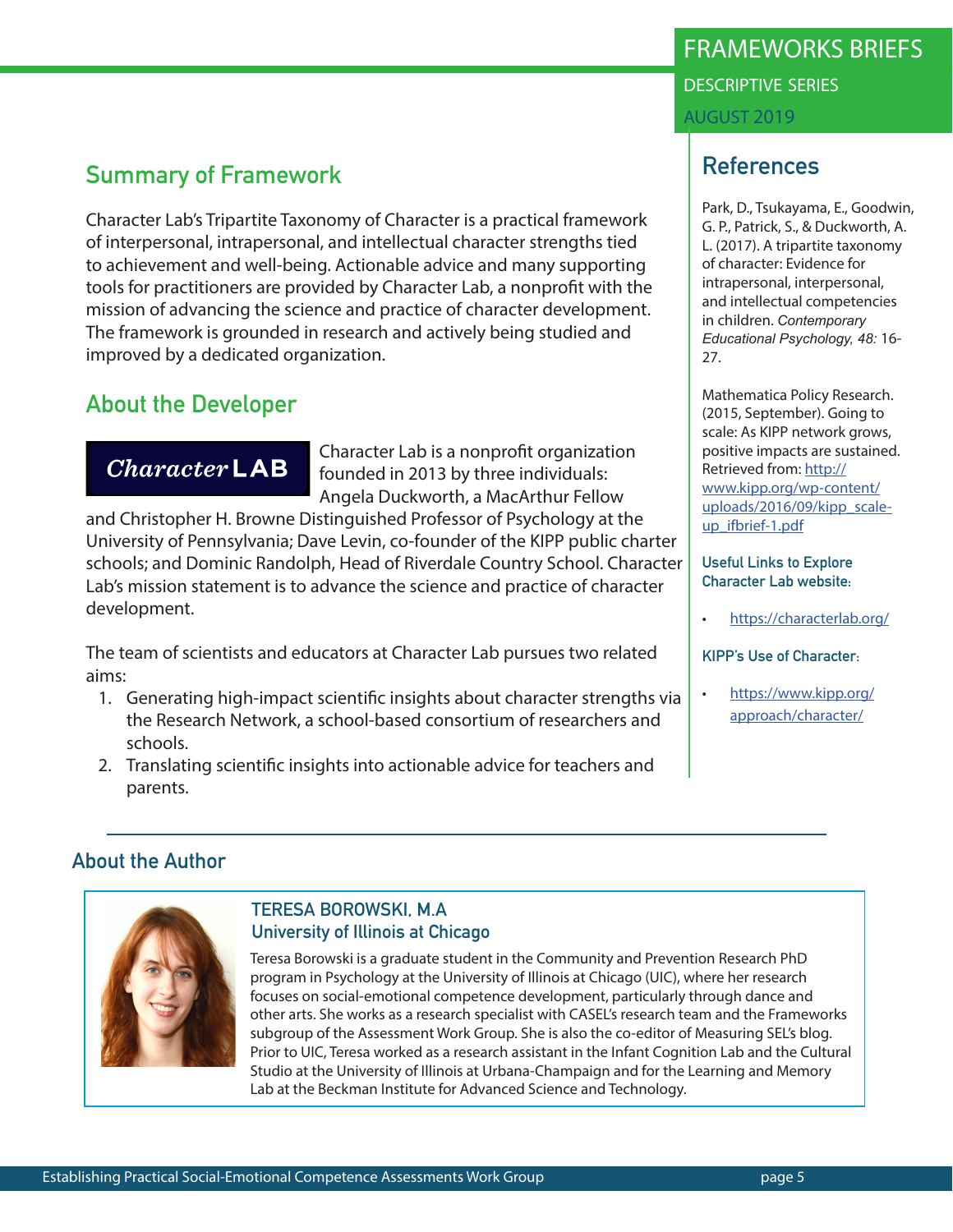## Summary of Framework

Character Lab's Tripartite Taxonomy of Character is a practical framework of interpersonal, intrapersonal, and intellectual character strengths tied to achievement and well-being. Actionable advice and many supporting tools for practitioners are provided by Character Lab, a nonprofit with the mission of advancing the science and practice of character development. The framework is grounded in research and actively being studied and improved by a dedicated organization.

## About the Developer

Character LAB

Character Lab is a nonprofit organization founded in 2013 by three individuals: Angela Duckworth, a MacArthur Fellow and Christopher H. Browne Distinguished Professor of Psychology at the University of Pennsylvania; Dave Levin, co-founder of the KIPP public charter schools; and Dominic Randolph, Head of Riverdale Country School. Character Lab's mission statement is to advance the science and practice of character development.

The team of scientists and educators at Character Lab pursues two related aims:

1. Generating high-impact scientific insights about character strengths via the Research Network, a school-based consortium of researchers and schools.
2. Translating scientific insights into actionable advice for teachers and parents.

## References

Park, D., Tsukayama, E., Goodwin, G. P., Patrick, S., & Duckworth, A. L. (2017). A tripartite taxonomy of character: Evidence for intrapersonal, interpersonal, and intellectual competencies in children. *Contemporary Educational Psychology, 48:* 16-27.

Mathematica Policy Research. (2015, September). Going to scale: As KIPP network grows, positive impacts are sustained. Retrieved from: http://www.kipp.org/wp-content/uploads/2016/09/kipp_scale-up_ifbrief-1.pdf

**Useful Links to Explore Character Lab website:**

- https://characterlab.org/

**KIPP's Use of Character:**

- https://www.kipp.org/approach/character/

## About the Author

**TERESA BOROWSKI, M.A**
**University of Illinois at Chicago**

Teresa Borowski is a graduate student in the Community and Prevention Research PhD program in Psychology at the University of Illinois at Chicago (UIC), where her research focuses on social-emotional competence development, particularly through dance and other arts. She works as a research specialist with CASEL's research team and the Frameworks subgroup of the Assessment Work Group. She is also the co-editor of Measuring SEL's blog. Prior to UIC, Teresa worked as a research assistant in the Infant Cognition Lab and the Cultural Studio at the University of Illinois at Urbana-Champaign and for the Learning and Memory Lab at the Beckman Institute for Advanced Science and Technology.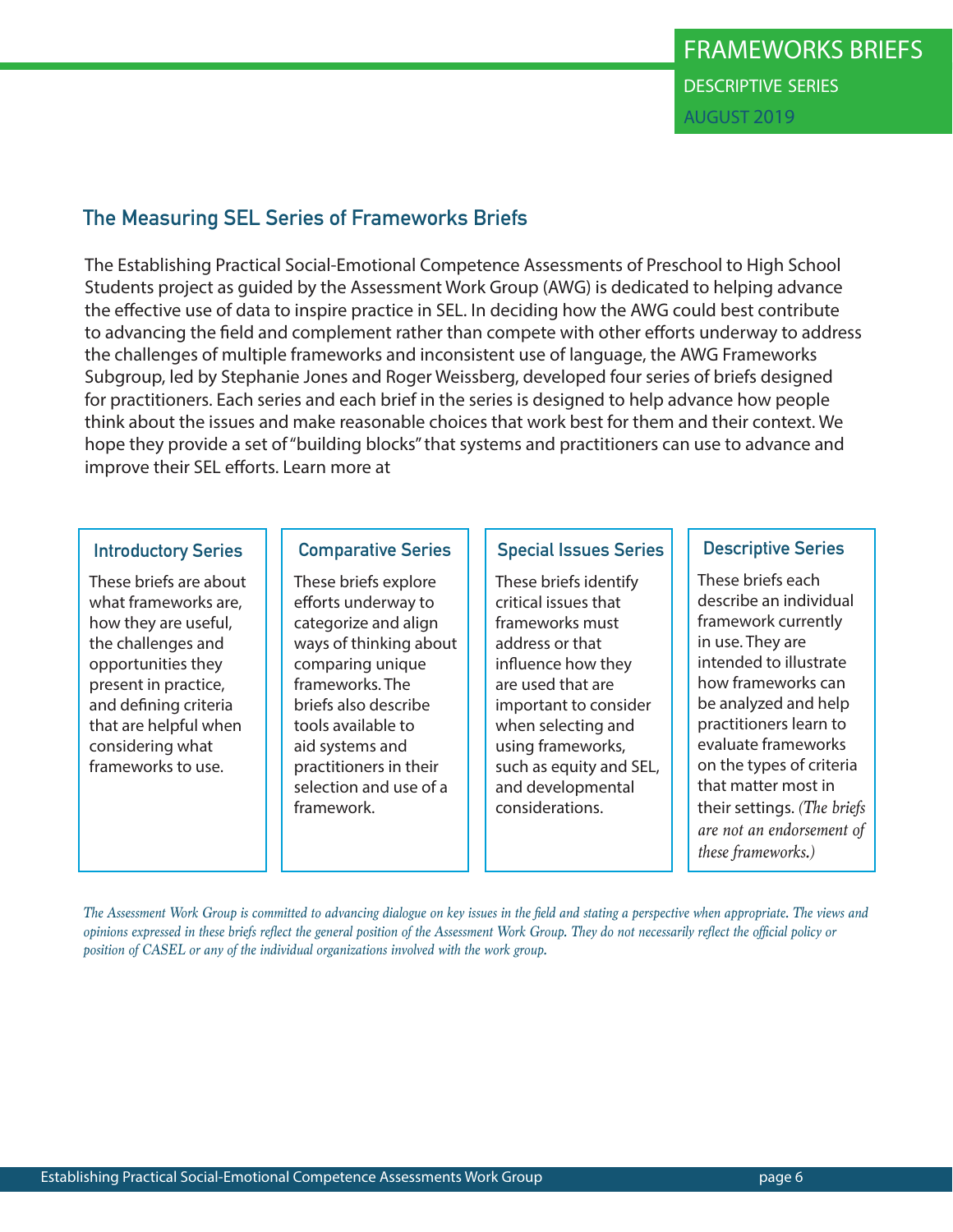## The Measuring SEL Series of Frameworks Briefs

The Establishing Practical Social-Emotional Competence Assessments of Preschool to High School Students project as guided by the Assessment Work Group (AWG) is dedicated to helping advance the effective use of data to inspire practice in SEL. In deciding how the AWG could best contribute to advancing the field and complement rather than compete with other efforts underway to address the challenges of multiple frameworks and inconsistent use of language, the AWG Frameworks Subgroup, led by Stephanie Jones and Roger Weissberg, developed four series of briefs designed for practitioners. Each series and each brief in the series is designed to help advance how people think about the issues and make reasonable choices that work best for them and their context. We hope they provide a set of "building blocks" that systems and practitioners can use to advance and improve their SEL efforts. Learn more at

### Introductory Series

These briefs are about what frameworks are, how they are useful, the challenges and opportunities they present in practice, and defining criteria that are helpful when considering what frameworks to use.

### Comparative Series

These briefs explore efforts underway to categorize and align ways of thinking about comparing unique frameworks. The briefs also describe tools available to aid systems and practitioners in their selection and use of a framework.

### Special Issues Series

These briefs identify critical issues that frameworks must address or that influence how they are used that are important to consider when selecting and using frameworks, such as equity and SEL, and developmental considerations.

### Descriptive Series

These briefs each describe an individual framework currently in use. They are intended to illustrate how frameworks can be analyzed and help practitioners learn to evaluate frameworks on the types of criteria that matter most in their settings. *(The briefs are not an endorsement of these frameworks.)*

*The Assessment Work Group is committed to advancing dialogue on key issues in the field and stating a perspective when appropriate. The views and opinions expressed in these briefs reflect the general position of the Assessment Work Group. They do not necessarily reflect the official policy or position of CASEL or any of the individual organizations involved with the work group.*